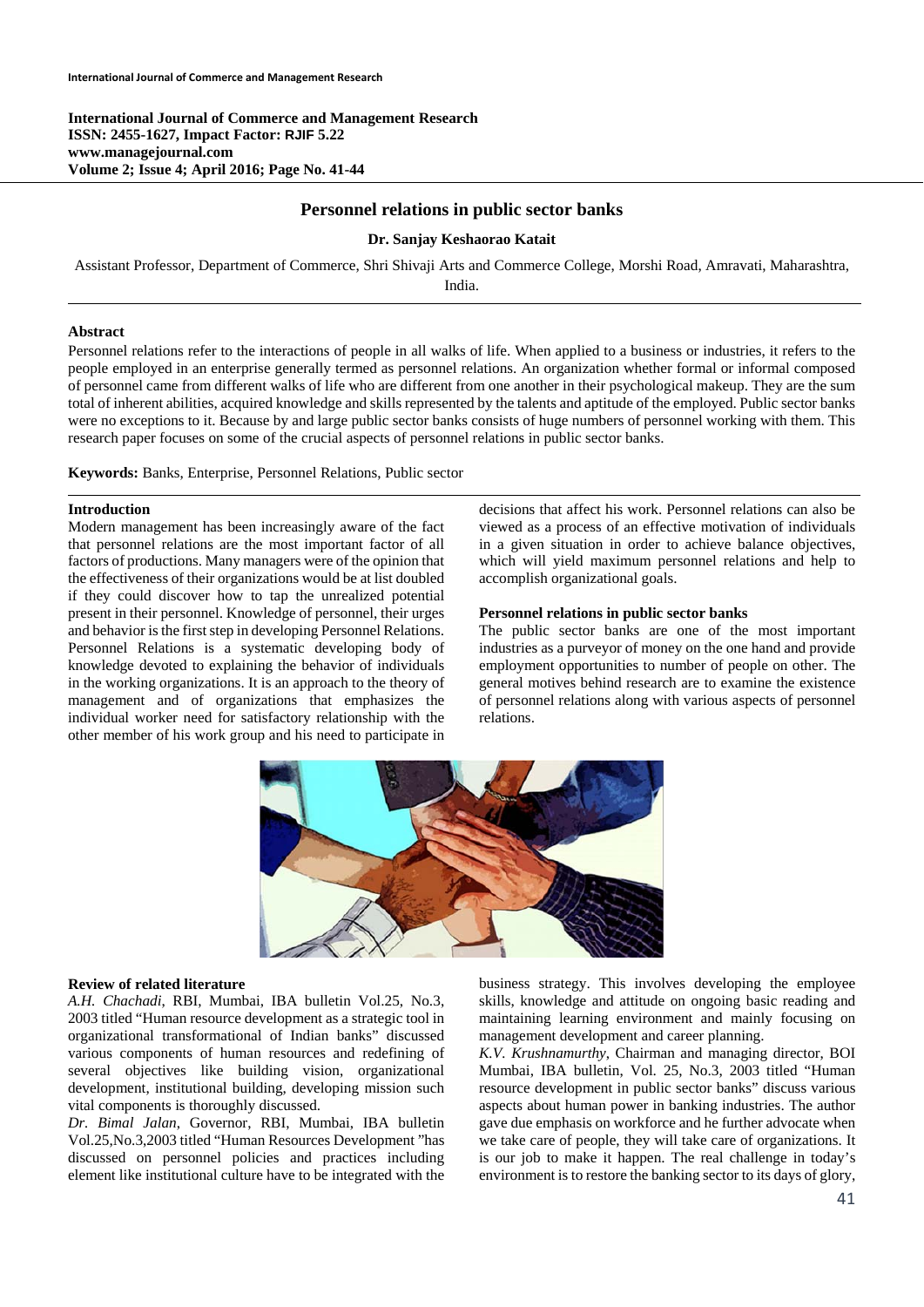International Journal of Commerce and Management Research
ISSN: 2455-1627, Impact Factor: RJIF 5.22
www.managejournal.com
Volume 2; Issue 4; April 2016; Page No. 41-44

# Personnel relations in public sector banks

**Dr. Sanjay Keshaorao Katait**

Assistant Professor, Department of Commerce, Shri Shivaji Arts and Commerce College, Morshi Road, Amravati, Maharashtra, India.

**Abstract**

Personnel relations refer to the interactions of people in all walks of life. When applied to a business or industries, it refers to the people employed in an enterprise generally termed as personnel relations. An organization whether formal or informal composed of personnel came from different walks of life who are different from one another in their psychological makeup. They are the sum total of inherent abilities, acquired knowledge and skills represented by the talents and aptitude of the employed. Public sector banks were no exceptions to it. Because by and large public sector banks consists of huge numbers of personnel working with them. This research paper focuses on some of the crucial aspects of personnel relations in public sector banks.

**Keywords:** Banks, Enterprise, Personnel Relations, Public sector

## Introduction

Modern management has been increasingly aware of the fact that personnel relations are the most important factor of all factors of productions. Many managers were of the opinion that the effectiveness of their organizations would be at list doubled if they could discover how to tap the unrealized potential present in their personnel. Knowledge of personnel, their urges and behavior is the first step in developing Personnel Relations. Personnel Relations is a systematic developing body of knowledge devoted to explaining the behavior of individuals in the working organizations. It is an approach to the theory of management and of organizations that emphasizes the individual worker need for satisfactory relationship with the other member of his work group and his need to participate in decisions that affect his work. Personnel relations can also be viewed as a process of an effective motivation of individuals in a given situation in order to achieve balance objectives, which will yield maximum personnel relations and help to accomplish organizational goals.

## Personnel relations in public sector banks

The public sector banks are one of the most important industries as a purveyor of money on the one hand and provide employment opportunities to number of people on other. The general motives behind research are to examine the existence of personnel relations along with various aspects of personnel relations.

## Review of related literature

*A.H. Chachadi*, RBI, Mumbai, IBA bulletin Vol.25, No.3, 2003 titled "Human resource development as a strategic tool in organizational transformational of Indian banks" discussed various components of human resources and redefining of several objectives like building vision, organizational development, institutional building, developing mission such vital components is thoroughly discussed.

*Dr. Bimal Jalan*, Governor, RBI, Mumbai, IBA bulletin Vol.25,No.3,2003 titled "Human Resources Development "has discussed on personnel policies and practices including element like institutional culture have to be integrated with the business strategy. This involves developing the employee skills, knowledge and attitude on ongoing basic reading and maintaining learning environment and mainly focusing on management development and career planning.

*K.V. Krushnamurthy*, Chairman and managing director, BOI Mumbai, IBA bulletin, Vol. 25, No.3, 2003 titled "Human resource development in public sector banks" discuss various aspects about human power in banking industries. The author gave due emphasis on workforce and he further advocate when we take care of people, they will take care of organizations. It is our job to make it happen. The real challenge in today's environment is to restore the banking sector to its days of glory,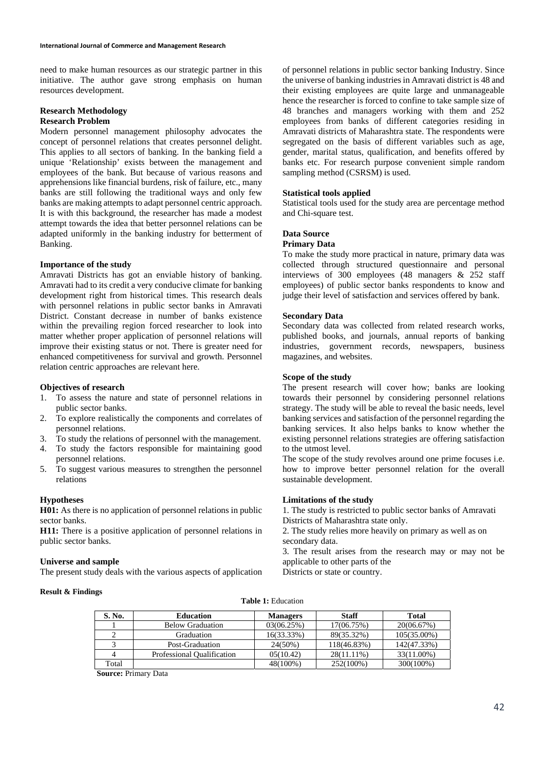need to make human resources as our strategic partner in this initiative. The author gave strong emphasis on human resources development.

## Research Methodology

### Research Problem

Modern personnel management philosophy advocates the concept of personnel relations that creates personnel delight. This applies to all sectors of banking. In the banking field a unique 'Relationship' exists between the management and employees of the bank. But because of various reasons and apprehensions like financial burdens, risk of failure, etc., many banks are still following the traditional ways and only few banks are making attempts to adapt personnel centric approach. It is with this background, the researcher has made a modest attempt towards the idea that better personnel relations can be adapted uniformly in the banking industry for betterment of Banking.

### Importance of the study

Amravati Districts has got an enviable history of banking. Amravati had to its credit a very conducive climate for banking development right from historical times. This research deals with personnel relations in public sector banks in Amravati District. Constant decrease in number of banks existence within the prevailing region forced researcher to look into matter whether proper application of personnel relations will improve their existing status or not. There is greater need for enhanced competitiveness for survival and growth. Personnel relation centric approaches are relevant here.

### Objectives of research

1. To assess the nature and state of personnel relations in public sector banks.
2. To explore realistically the components and correlates of personnel relations.
3. To study the relations of personnel with the management.
4. To study the factors responsible for maintaining good personnel relations.
5. To suggest various measures to strengthen the personnel relations

### Hypotheses

**H01:** As there is no application of personnel relations in public sector banks.

**H11:** There is a positive application of personnel relations in public sector banks.

### Universe and sample

The present study deals with the various aspects of application of personnel relations in public sector banking Industry. Since the universe of banking industries in Amravati district is 48 and their existing employees are quite large and unmanageable hence the researcher is forced to confine to take sample size of 48 branches and managers working with them and 252 employees from banks of different categories residing in Amravati districts of Maharashtra state. The respondents were segregated on the basis of different variables such as age, gender, marital status, qualification, and benefits offered by banks etc. For research purpose convenient simple random sampling method (CSRSM) is used.

### Statistical tools applied

Statistical tools used for the study area are percentage method and Chi-square test.

### Data Source

#### Primary Data

To make the study more practical in nature, primary data was collected through structured questionnaire and personal interviews of 300 employees (48 managers & 252 staff employees) of public sector banks respondents to know and judge their level of satisfaction and services offered by bank.

#### Secondary Data

Secondary data was collected from related research works, published books, and journals, annual reports of banking industries, government records, newspapers, business magazines, and websites.

### Scope of the study

The present research will cover how; banks are looking towards their personnel by considering personnel relations strategy. The study will be able to reveal the basic needs, level banking services and satisfaction of the personnel regarding the banking services. It also helps banks to know whether the existing personnel relations strategies are offering satisfaction to the utmost level.

The scope of the study revolves around one prime focuses i.e. how to improve better personnel relation for the overall sustainable development.

### Limitations of the study

1. The study is restricted to public sector banks of Amravati Districts of Maharashtra state only.
2. The study relies more heavily on primary as well as on secondary data.
3. The result arises from the research may or may not be applicable to other parts of the Districts or state or country.

## Result & Findings

**Table 1:** Education

| S. No. | Education | Managers | Staff | Total |
|---|---|---|---|---|
| 1 | Below Graduation | 03(06.25%) | 17(06.75%) | 20(06.67%) |
| 2 | Graduation | 16(33.33%) | 89(35.32%) | 105(35.00%) |
| 3 | Post-Graduation | 24(50%) | 118(46.83%) | 142(47.33%) |
| 4 | Professional Qualification | 05(10.42) | 28(11.11%) | 33(11.00%) |
| Total | | 48(100%) | 252(100%) | 300(100%) |

**Source:** Primary Data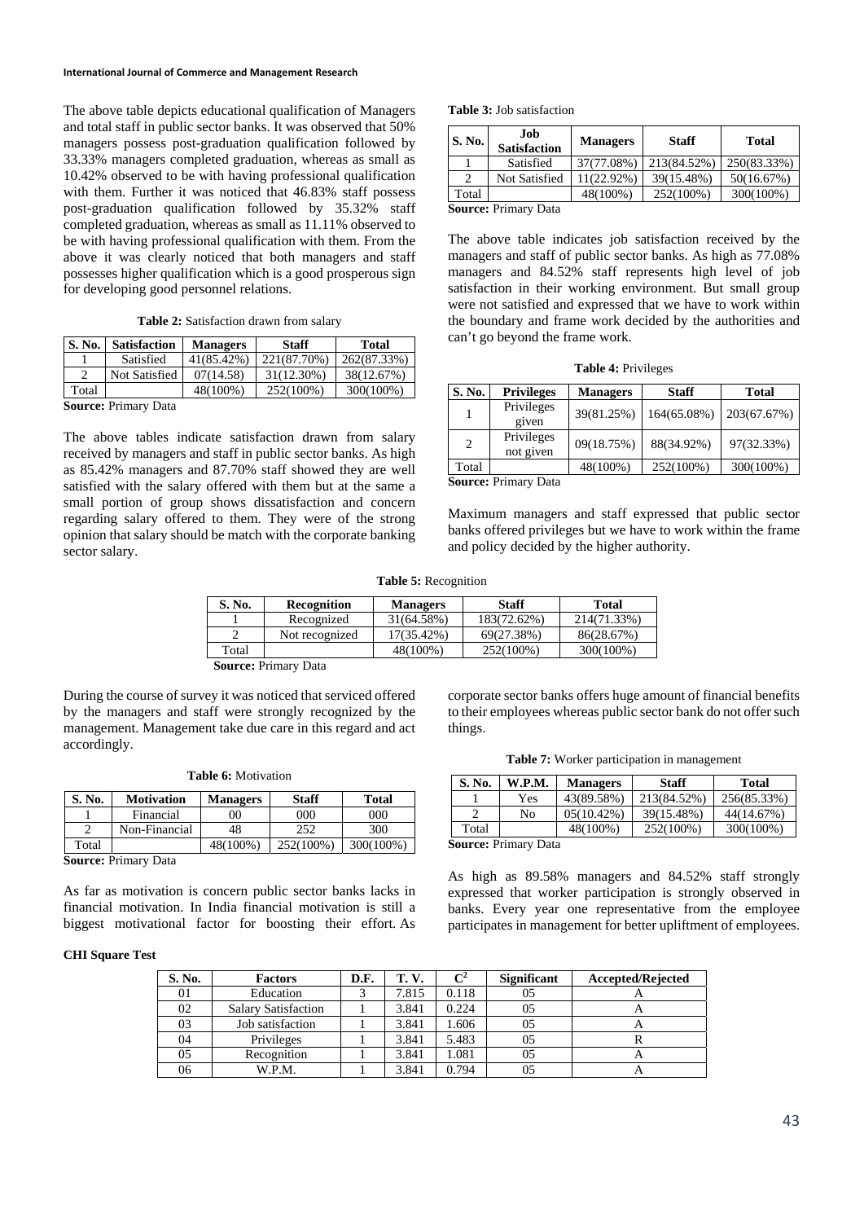The above table depicts educational qualification of Managers and total staff in public sector banks. It was observed that 50% managers possess post-graduation qualification followed by 33.33% managers completed graduation, whereas as small as 10.42% observed to be with having professional qualification with them. Further it was noticed that 46.83% staff possess post-graduation qualification followed by 35.32% staff completed graduation, whereas as small as 11.11% observed to be with having professional qualification with them. From the above it was clearly noticed that both managers and staff possesses higher qualification which is a good prosperous sign for developing good personnel relations.

**Table 2:** Satisfaction drawn from salary

| S. No. | Satisfaction | Managers | Staff | Total |
|---|---|---|---|---|
| 1 | Satisfied | 41(85.42%) | 221(87.70%) | 262(87.33%) |
| 2 | Not Satisfied | 07(14.58) | 31(12.30%) | 38(12.67%) |
| Total | | 48(100%) | 252(100%) | 300(100%) |

**Source:** Primary Data

The above tables indicate satisfaction drawn from salary received by managers and staff in public sector banks. As high as 85.42% managers and 87.70% staff showed they are well satisfied with the salary offered with them but at the same a small portion of group shows dissatisfaction and concern regarding salary offered to them. They were of the strong opinion that salary should be match with the corporate banking sector salary.

**Table 3:** Job satisfaction

| S. No. | Job Satisfaction | Managers | Staff | Total |
|---|---|---|---|---|
| 1 | Satisfied | 37(77.08%) | 213(84.52%) | 250(83.33%) |
| 2 | Not Satisfied | 11(22.92%) | 39(15.48%) | 50(16.67%) |
| Total | | 48(100%) | 252(100%) | 300(100%) |

**Source:** Primary Data

The above table indicates job satisfaction received by the managers and staff of public sector banks. As high as 77.08% managers and 84.52% staff represents high level of job satisfaction in their working environment. But small group were not satisfied and expressed that we have to work within the boundary and frame work decided by the authorities and can't go beyond the frame work.

**Table 4:** Privileges

| S. No. | Privileges | Managers | Staff | Total |
|---|---|---|---|---|
| 1 | Privileges given | 39(81.25%) | 164(65.08%) | 203(67.67%) |
| 2 | Privileges not given | 09(18.75%) | 88(34.92%) | 97(32.33%) |
| Total | | 48(100%) | 252(100%) | 300(100%) |

**Source:** Primary Data

Maximum managers and staff expressed that public sector banks offered privileges but we have to work within the frame and policy decided by the higher authority.

**Table 5:** Recognition

| S. No. | Recognition | Managers | Staff | Total |
|---|---|---|---|---|
| 1 | Recognized | 31(64.58%) | 183(72.62%) | 214(71.33%) |
| 2 | Not recognized | 17(35.42%) | 69(27.38%) | 86(28.67%) |
| Total | | 48(100%) | 252(100%) | 300(100%) |

**Source:** Primary Data

During the course of survey it was noticed that serviced offered by the managers and staff were strongly recognized by the management. Management take due care in this regard and act accordingly.

**Table 6:** Motivation

| S. No. | Motivation | Managers | Staff | Total |
|---|---|---|---|---|
| 1 | Financial | 00 | 000 | 000 |
| 2 | Non-Financial | 48 | 252 | 300 |
| Total | | 48(100%) | 252(100%) | 300(100%) |

**Source:** Primary Data

As far as motivation is concern public sector banks lacks in financial motivation. In India financial motivation is still a biggest motivational factor for boosting their effort. As corporate sector banks offers huge amount of financial benefits to their employees whereas public sector bank do not offer such things.

**Table 7:** Worker participation in management

| S. No. | W.P.M. | Managers | Staff | Total |
|---|---|---|---|---|
| 1 | Yes | 43(89.58%) | 213(84.52%) | 256(85.33%) |
| 2 | No | 05(10.42%) | 39(15.48%) | 44(14.67%) |
| Total | | 48(100%) | 252(100%) | 300(100%) |

**Source:** Primary Data

As high as 89.58% managers and 84.52% staff strongly expressed that worker participation is strongly observed in banks. Every year one representative from the employee participates in management for better upliftment of employees.

**CHI Square Test**

| S. No. | Factors | D.F. | T. V. | $C^2$ | Significant | Accepted/Rejected |
|---|---|---|---|---|---|---|
| 01 | Education | 3 | 7.815 | 0.118 | 05 | A |
| 02 | Salary Satisfaction | 1 | 3.841 | 0.224 | 05 | A |
| 03 | Job satisfaction | 1 | 3.841 | 1.606 | 05 | A |
| 04 | Privileges | 1 | 3.841 | 5.483 | 05 | R |
| 05 | Recognition | 1 | 3.841 | 1.081 | 05 | A |
| 06 | W.P.M. | 1 | 3.841 | 0.794 | 05 | A |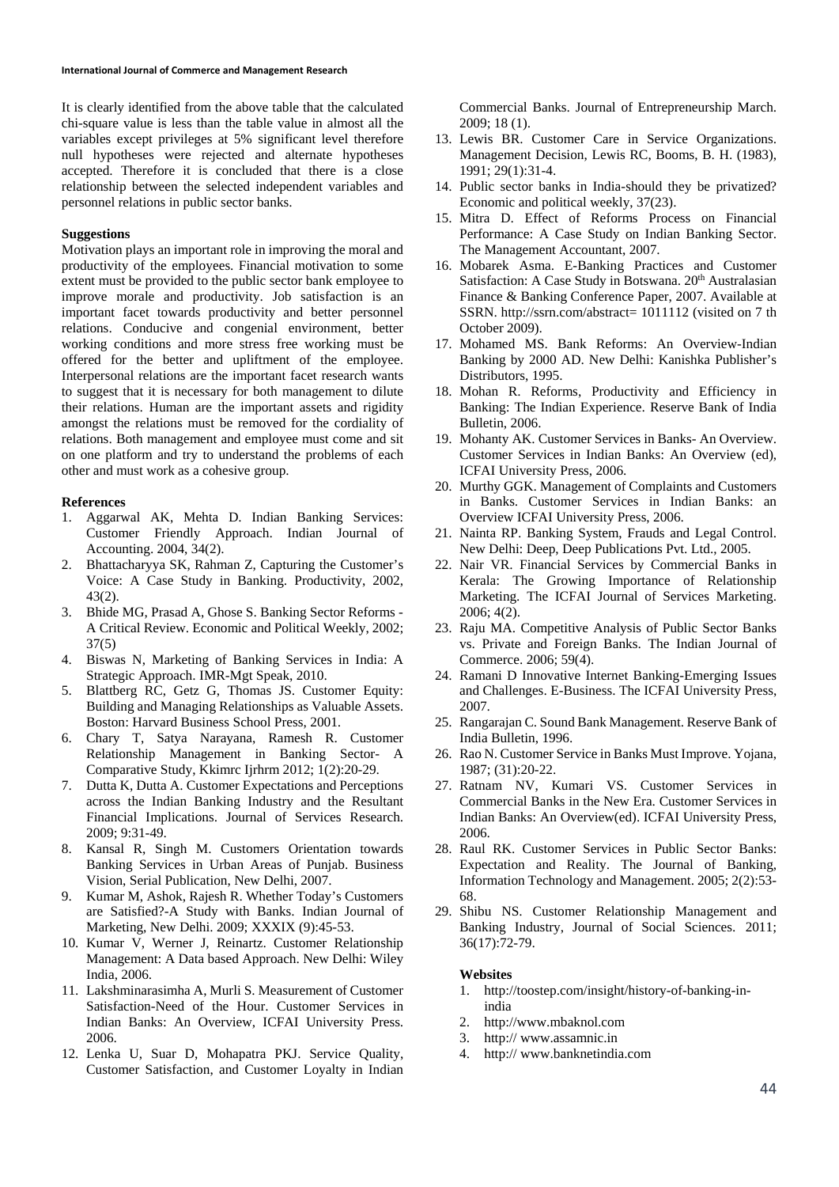It is clearly identified from the above table that the calculated chi-square value is less than the table value in almost all the variables except privileges at 5% significant level therefore null hypotheses were rejected and alternate hypotheses accepted. Therefore it is concluded that there is a close relationship between the selected independent variables and personnel relations in public sector banks.

#### Suggestions

Motivation plays an important role in improving the moral and productivity of the employees. Financial motivation to some extent must be provided to the public sector bank employee to improve morale and productivity. Job satisfaction is an important facet towards productivity and better personnel relations. Conducive and congenial environment, better working conditions and more stress free working must be offered for the better and upliftment of the employee. Interpersonal relations are the important facet research wants to suggest that it is necessary for both management to dilute their relations. Human are the important assets and rigidity amongst the relations must be removed for the cordiality of relations. Both management and employee must come and sit on one platform and try to understand the problems of each other and must work as a cohesive group.

#### References

1. Aggarwal AK, Mehta D. Indian Banking Services: Customer Friendly Approach. Indian Journal of Accounting. 2004, 34(2).
2. Bhattacharyya SK, Rahman Z, Capturing the Customer's Voice: A Case Study in Banking. Productivity, 2002, 43(2).
3. Bhide MG, Prasad A, Ghose S. Banking Sector Reforms - A Critical Review. Economic and Political Weekly, 2002; 37(5)
4. Biswas N, Marketing of Banking Services in India: A Strategic Approach. IMR-Mgt Speak, 2010.
5. Blattberg RC, Getz G, Thomas JS. Customer Equity: Building and Managing Relationships as Valuable Assets. Boston: Harvard Business School Press, 2001.
6. Chary T, Satya Narayana, Ramesh R. Customer Relationship Management in Banking Sector- A Comparative Study, Kkimrc Ijrhrm 2012; 1(2):20-29.
7. Dutta K, Dutta A. Customer Expectations and Perceptions across the Indian Banking Industry and the Resultant Financial Implications. Journal of Services Research. 2009; 9:31-49.
8. Kansal R, Singh M. Customers Orientation towards Banking Services in Urban Areas of Punjab. Business Vision, Serial Publication, New Delhi, 2007.
9. Kumar M, Ashok, Rajesh R. Whether Today's Customers are Satisfied?-A Study with Banks. Indian Journal of Marketing, New Delhi. 2009; XXXIX (9):45-53.
10. Kumar V, Werner J, Reinartz. Customer Relationship Management: A Data based Approach. New Delhi: Wiley India, 2006.
11. Lakshminarasimha A, Murli S. Measurement of Customer Satisfaction-Need of the Hour. Customer Services in Indian Banks: An Overview, ICFAI University Press. 2006.
12. Lenka U, Suar D, Mohapatra PKJ. Service Quality, Customer Satisfaction, and Customer Loyalty in Indian Commercial Banks. Journal of Entrepreneurship March. 2009; 18 (1).
13. Lewis BR. Customer Care in Service Organizations. Management Decision, Lewis RC, Booms, B. H. (1983), 1991; 29(1):31-4.
14. Public sector banks in India-should they be privatized? Economic and political weekly, 37(23).
15. Mitra D. Effect of Reforms Process on Financial Performance: A Case Study on Indian Banking Sector. The Management Accountant, 2007.
16. Mobarek Asma. E-Banking Practices and Customer Satisfaction: A Case Study in Botswana. 20th Australasian Finance & Banking Conference Paper, 2007. Available at SSRN. http://ssrn.com/abstract= 1011112 (visited on 7 th October 2009).
17. Mohamed MS. Bank Reforms: An Overview-Indian Banking by 2000 AD. New Delhi: Kanishka Publisher's Distributors, 1995.
18. Mohan R. Reforms, Productivity and Efficiency in Banking: The Indian Experience. Reserve Bank of India Bulletin, 2006.
19. Mohanty AK. Customer Services in Banks- An Overview. Customer Services in Indian Banks: An Overview (ed), ICFAI University Press, 2006.
20. Murthy GGK. Management of Complaints and Customers in Banks. Customer Services in Indian Banks: an Overview ICFAI University Press, 2006.
21. Nainta RP. Banking System, Frauds and Legal Control. New Delhi: Deep, Deep Publications Pvt. Ltd., 2005.
22. Nair VR. Financial Services by Commercial Banks in Kerala: The Growing Importance of Relationship Marketing. The ICFAI Journal of Services Marketing. 2006; 4(2).
23. Raju MA. Competitive Analysis of Public Sector Banks vs. Private and Foreign Banks. The Indian Journal of Commerce. 2006; 59(4).
24. Ramani D Innovative Internet Banking-Emerging Issues and Challenges. E-Business. The ICFAI University Press, 2007.
25. Rangarajan C. Sound Bank Management. Reserve Bank of India Bulletin, 1996.
26. Rao N. Customer Service in Banks Must Improve. Yojana, 1987; (31):20-22.
27. Ratnam NV, Kumari VS. Customer Services in Commercial Banks in the New Era. Customer Services in Indian Banks: An Overview(ed). ICFAI University Press, 2006.
28. Raul RK. Customer Services in Public Sector Banks: Expectation and Reality. The Journal of Banking, Information Technology and Management. 2005; 2(2):53-68.
29. Shibu NS. Customer Relationship Management and Banking Industry, Journal of Social Sciences. 2011; 36(17):72-79.

#### Websites

1. http://toostep.com/insight/history-of-banking-in-india
2. http://www.mbaknol.com
3. http:// www.assamnic.in
4. http:// www.banknetindia.com